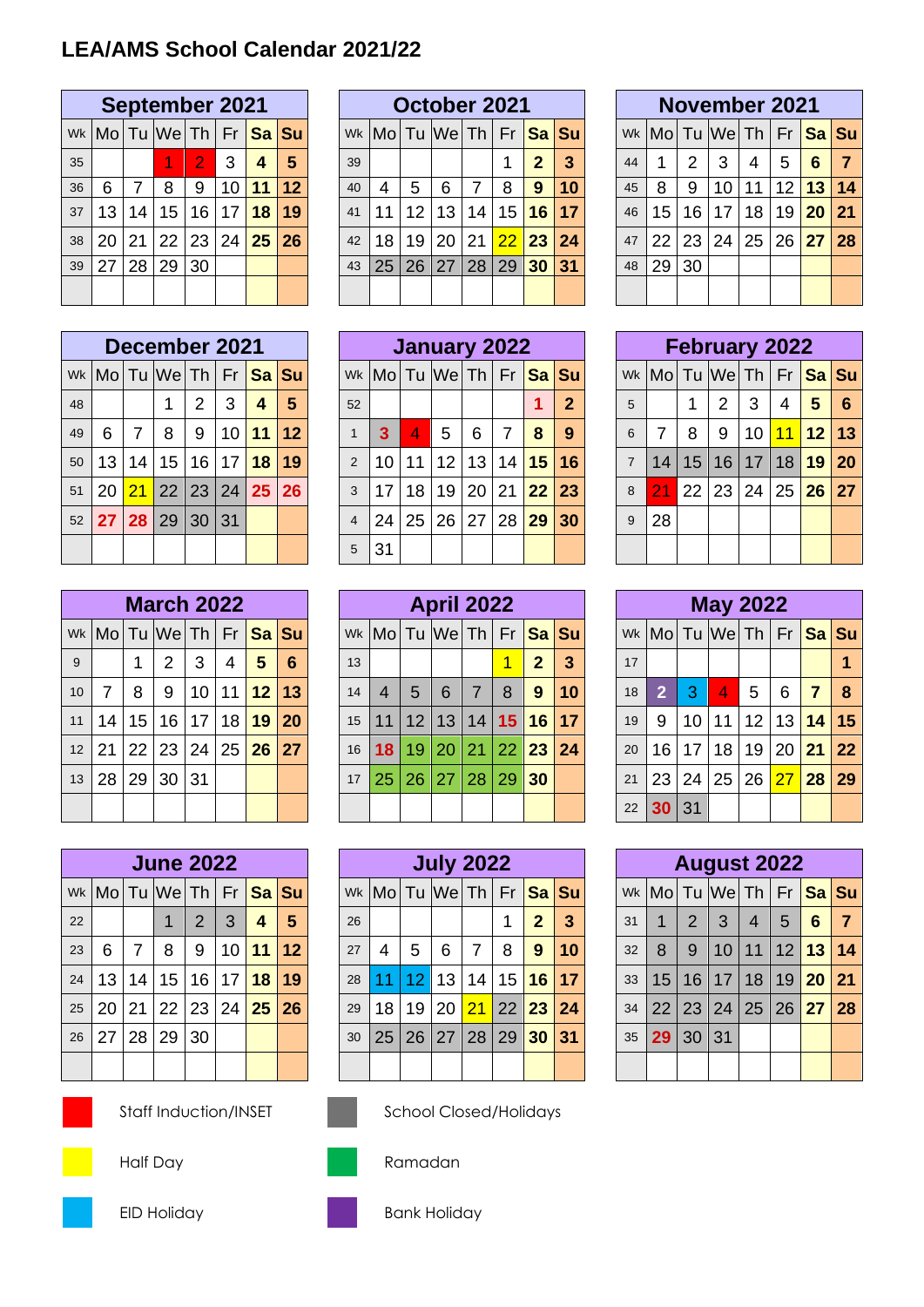# LEA/AMS School Calendar 2021/22

## September 2021

| Wk | Mo | Tu | We | Th | Fr | Sa | Su |
|---|---|---|---|---|---|---|---|
| 35 | | | 1 | 2 | 3 | **4** | **5** |
| 36 | 6 | 7 | 8 | 9 | 10 | **11** | **12** |
| 37 | 13 | 14 | 15 | 16 | 17 | **18** | **19** |
| 38 | 20 | 21 | 22 | 23 | 24 | **25** | **26** |
| 39 | 27 | 28 | 29 | 30 | | | |

## October 2021

| Wk | Mo | Tu | We | Th | Fr | Sa | Su |
|---|---|---|---|---|---|---|---|
| 39 | | | | | 1 | **2** | **3** |
| 40 | 4 | 5 | 6 | 7 | 8 | **9** | **10** |
| 41 | 11 | 12 | 13 | 14 | 15 | **16** | **17** |
| 42 | 18 | 19 | 20 | 21 | 22 | **23** | **24** |
| 43 | 25 | 26 | 27 | 28 | 29 | **30** | **31** |

## November 2021

| Wk | Mo | Tu | We | Th | Fr | Sa | Su |
|---|---|---|---|---|---|---|---|
| 44 | 1 | 2 | 3 | 4 | 5 | **6** | **7** |
| 45 | 8 | 9 | 10 | 11 | 12 | **13** | **14** |
| 46 | 15 | 16 | 17 | 18 | 19 | **20** | **21** |
| 47 | 22 | 23 | 24 | 25 | 26 | **27** | **28** |
| 48 | 29 | 30 | | | | | |

## December 2021

| Wk | Mo | Tu | We | Th | Fr | Sa | Su |
|---|---|---|---|---|---|---|---|
| 48 | | | 1 | 2 | 3 | **4** | **5** |
| 49 | 6 | 7 | 8 | 9 | 10 | **11** | **12** |
| 50 | 13 | 14 | 15 | 16 | 17 | **18** | **19** |
| 51 | 20 | 21 | 22 | 23 | 24 | **25** | **26** |
| 52 | **27** | **28** | 29 | 30 | 31 | | |

## January 2022

| Wk | Mo | Tu | We | Th | Fr | Sa | Su |
|---|---|---|---|---|---|---|---|
| 52 | | | | | | **1** | **2** |
| 1 | **3** | 4 | 5 | 6 | 7 | **8** | **9** |
| 2 | 10 | 11 | 12 | 13 | 14 | **15** | **16** |
| 3 | 17 | 18 | 19 | 20 | 21 | **22** | **23** |
| 4 | 24 | 25 | 26 | 27 | 28 | **29** | **30** |
| 5 | 31 | | | | | | |

## February 2022

| Wk | Mo | Tu | We | Th | Fr | Sa | Su |
|---|---|---|---|---|---|---|---|
| 5 | | 1 | 2 | 3 | 4 | **5** | **6** |
| 6 | 7 | 8 | 9 | 10 | 11 | **12** | **13** |
| 7 | 14 | 15 | 16 | 17 | 18 | **19** | **20** |
| 8 | 21 | 22 | 23 | 24 | 25 | **26** | **27** |
| 9 | 28 | | | | | | |

## March 2022

| Wk | Mo | Tu | We | Th | Fr | Sa | Su |
|---|---|---|---|---|---|---|---|
| 9 | | 1 | 2 | 3 | 4 | **5** | **6** |
| 10 | 7 | 8 | 9 | 10 | 11 | **12** | **13** |
| 11 | 14 | 15 | 16 | 17 | 18 | **19** | **20** |
| 12 | 21 | 22 | 23 | 24 | 25 | **26** | **27** |
| 13 | 28 | 29 | 30 | 31 | | | |

## April 2022

| Wk | Mo | Tu | We | Th | Fr | Sa | Su |
|---|---|---|---|---|---|---|---|
| 13 | | | | | 1 | **2** | **3** |
| 14 | 4 | 5 | 6 | 7 | 8 | **9** | **10** |
| 15 | 11 | 12 | 13 | 14 | **15** | **16** | **17** |
| 16 | **18** | 19 | 20 | 21 | 22 | **23** | **24** |
| 17 | 25 | 26 | 27 | 28 | 29 | **30** | |

## May 2022

| Wk | Mo | Tu | We | Th | Fr | Sa | Su |
|---|---|---|---|---|---|---|---|
| 17 | | | | | | | **1** |
| 18 | **2** | 3 | 4 | 5 | 6 | **7** | **8** |
| 19 | 9 | 10 | 11 | 12 | 13 | **14** | **15** |
| 20 | 16 | 17 | 18 | 19 | 20 | **21** | **22** |
| 21 | 23 | 24 | 25 | 26 | 27 | **28** | **29** |
| 22 | **30** | 31 | | | | | |

## June 2022

| Wk | Mo | Tu | We | Th | Fr | Sa | Su |
|---|---|---|---|---|---|---|---|
| 22 | | | 1 | 2 | 3 | **4** | **5** |
| 23 | 6 | 7 | 8 | 9 | 10 | **11** | **12** |
| 24 | 13 | 14 | 15 | 16 | 17 | **18** | **19** |
| 25 | 20 | 21 | 22 | 23 | 24 | **25** | **26** |
| 26 | 27 | 28 | 29 | 30 | | | |

## July 2022

| Wk | Mo | Tu | We | Th | Fr | Sa | Su |
|---|---|---|---|---|---|---|---|
| 26 | | | | | 1 | **2** | **3** |
| 27 | 4 | 5 | 6 | 7 | 8 | **9** | **10** |
| 28 | 11 | 12 | 13 | 14 | 15 | **16** | **17** |
| 29 | 18 | 19 | 20 | 21 | 22 | **23** | **24** |
| 30 | 25 | 26 | 27 | 28 | 29 | **30** | **31** |

## August 2022

| Wk | Mo | Tu | We | Th | Fr | Sa | Su |
|---|---|---|---|---|---|---|---|
| 31 | 1 | 2 | 3 | 4 | 5 | **6** | **7** |
| 32 | 8 | 9 | 10 | 11 | 12 | **13** | **14** |
| 33 | 15 | 16 | 17 | 18 | 19 | **20** | **21** |
| 34 | 22 | 23 | 24 | 25 | 26 | **27** | **28** |
| 35 | **29** | 30 | 31 | | | | |

- Staff Induction/INSET
- Half Day
- EID Holiday
- School Closed/Holidays
- Ramadan
- Bank Holiday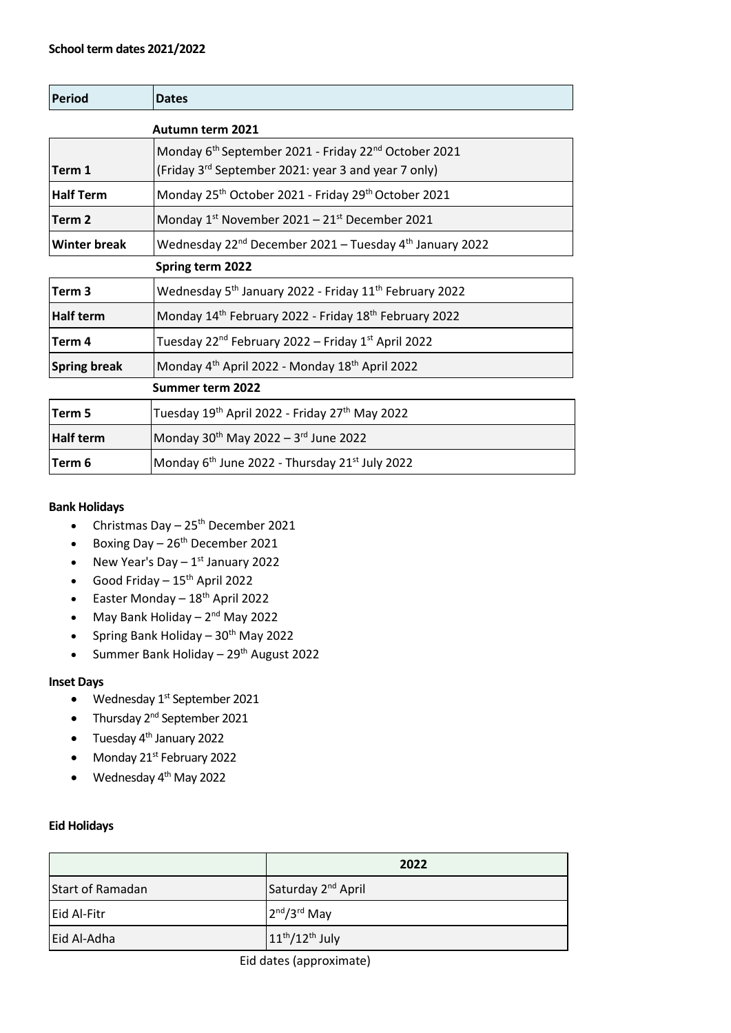**School term dates 2021/2022**

| Period | Dates |
|---|---|
| | **Autumn term 2021** |
| **Term 1** | Monday 6th September 2021 - Friday 22nd October 2021 (Friday 3rd September 2021: year 3 and year 7 only) |
| **Half Term** | Monday 25th October 2021 - Friday 29th October 2021 |
| **Term 2** | Monday 1st November 2021 – 21st December 2021 |
| **Winter break** | Wednesday 22nd December 2021 – Tuesday 4th January 2022 |
| | **Spring term 2022** |
| **Term 3** | Wednesday 5th January 2022 - Friday 11th February 2022 |
| **Half term** | Monday 14th February 2022 - Friday 18th February 2022 |
| **Term 4** | Tuesday 22nd February 2022 – Friday 1st April 2022 |
| **Spring break** | Monday 4th April 2022 - Monday 18th April 2022 |
| | **Summer term 2022** |
| **Term 5** | Tuesday 19th April 2022 - Friday 27th May 2022 |
| **Half term** | Monday 30th May 2022 – 3rd June 2022 |
| **Term 6** | Monday 6th June 2022 - Thursday 21st July 2022 |

**Bank Holidays**

- Christmas Day – 25th December 2021
- Boxing Day – 26th December 2021
- New Year's Day – 1st January 2022
- Good Friday – 15th April 2022
- Easter Monday – 18th April 2022
- May Bank Holiday – 2nd May 2022
- Spring Bank Holiday – 30th May 2022
- Summer Bank Holiday – 29th August 2022

**Inset Days**

- Wednesday 1st September 2021
- Thursday 2nd September 2021
- Tuesday 4th January 2022
- Monday 21st February 2022
- Wednesday 4th May 2022

**Eid Holidays**

| | 2022 |
|---|---|
| Start of Ramadan | Saturday 2nd April |
| Eid Al-Fitr | 2nd/3rd May |
| Eid Al-Adha | 11th/12th July |

Eid dates (approximate)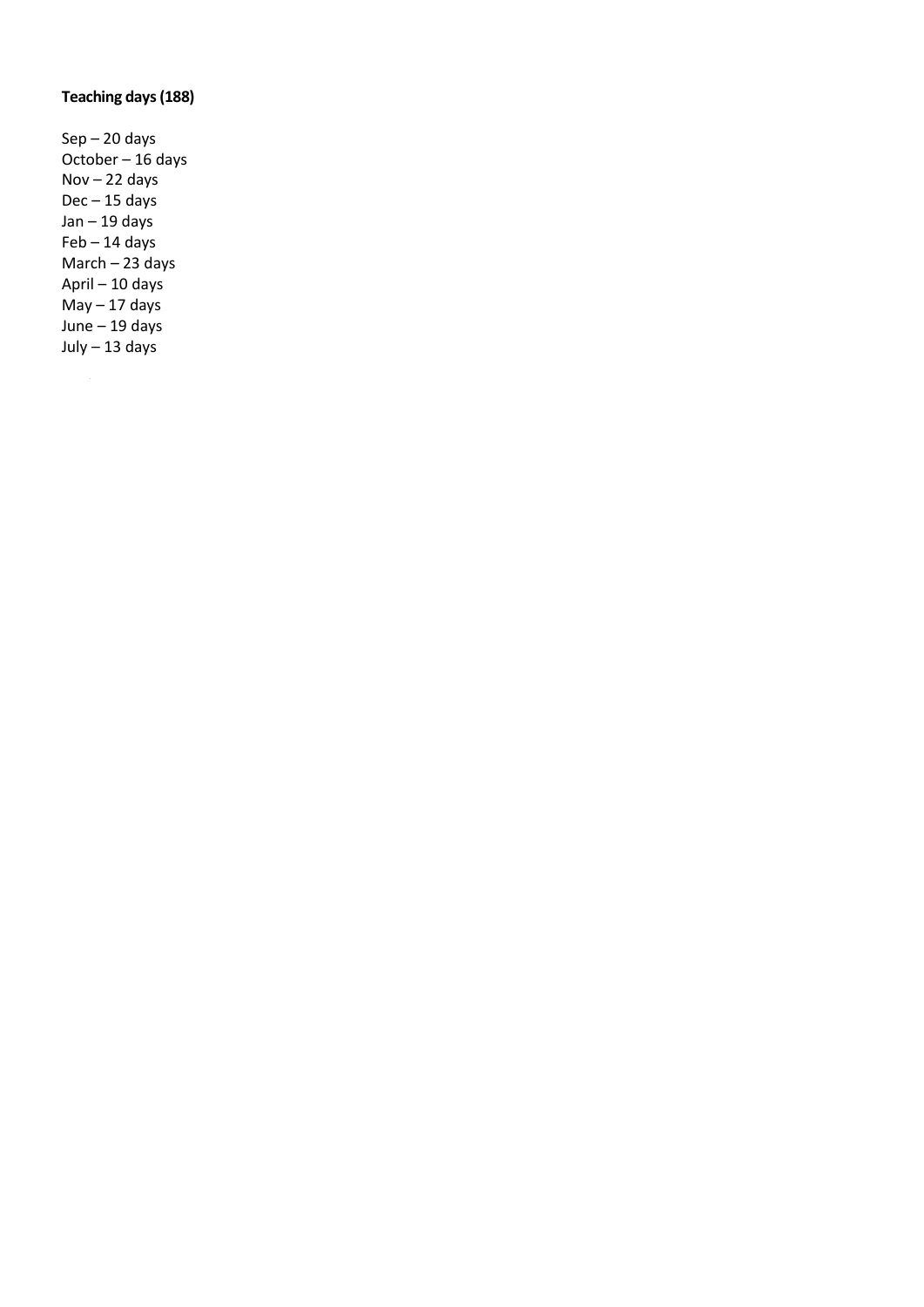**Teaching days (188)**

Sep – 20 days
October – 16 days
Nov – 22 days
Dec – 15 days
Jan – 19 days
Feb – 14 days
March – 23 days
April – 10 days
May – 17 days
June – 19 days
July – 13 days